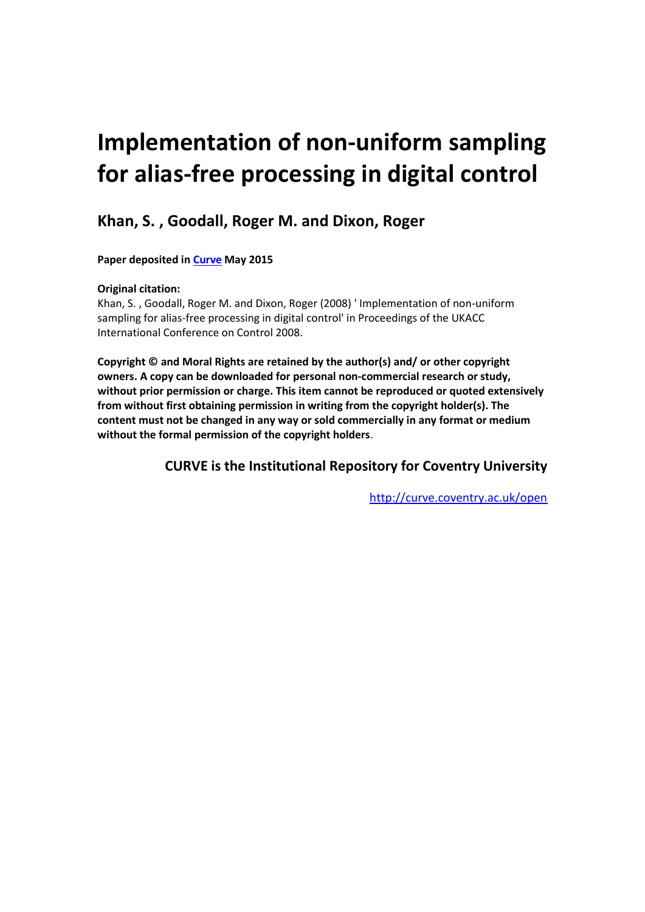# Implementation of non-uniform sampling for alias-free processing in digital control

## Khan, S. , Goodall, Roger M. and Dixon, Roger

**Paper deposited in [Curve](http://curve.coventry.ac.uk/open) May 2015**

**Original citation:**
Khan, S. , Goodall, Roger M. and Dixon, Roger (2008) ' Implementation of non-uniform sampling for alias-free processing in digital control' in Proceedings of the UKACC International Conference on Control 2008.

**Copyright © and Moral Rights are retained by the author(s) and/ or other copyright owners. A copy can be downloaded for personal non-commercial research or study, without prior permission or charge. This item cannot be reproduced or quoted extensively from without first obtaining permission in writing from the copyright holder(s). The content must not be changed in any way or sold commercially in any format or medium without the formal permission of the copyright holders**.

**CURVE is the Institutional Repository for Coventry University**

[http://curve.coventry.ac.uk/open](http://curve.coventry.ac.uk/open)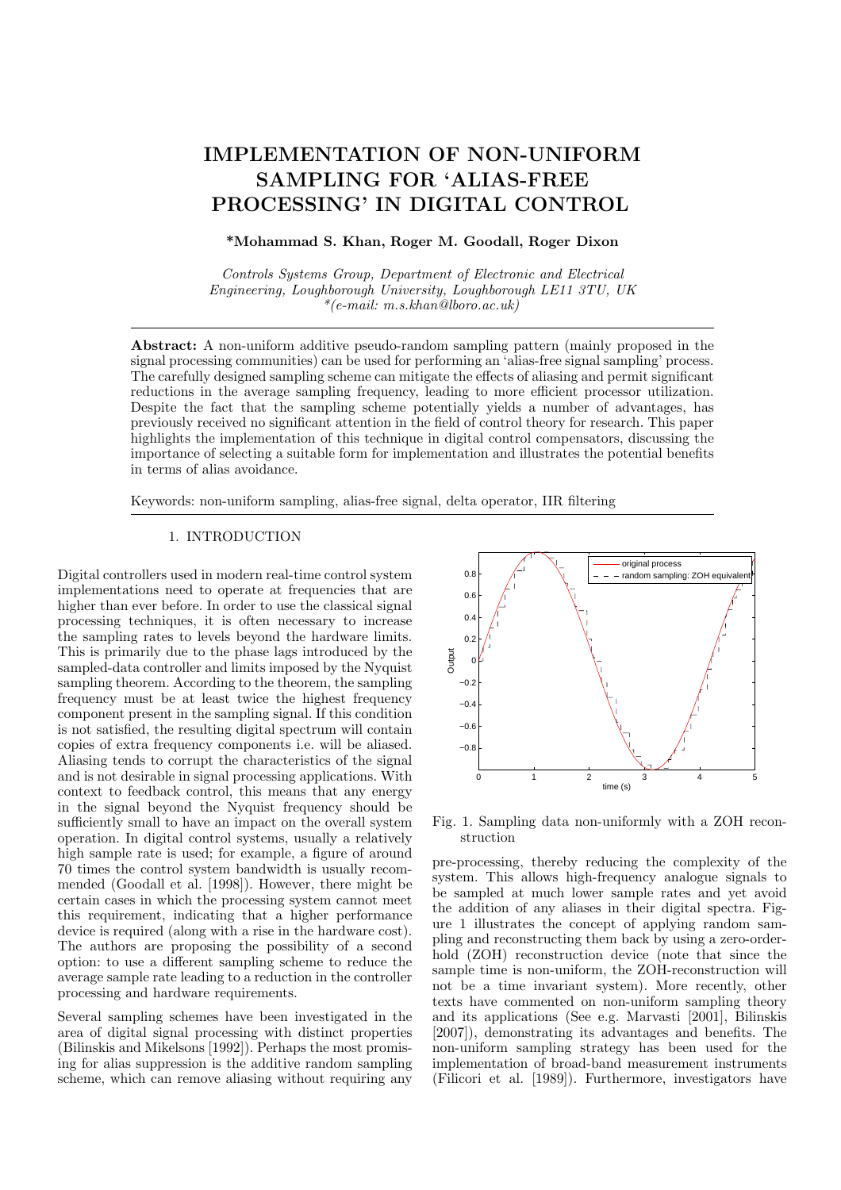# IMPLEMENTATION OF NON-UNIFORM SAMPLING FOR 'ALIAS-FREE PROCESSING' IN DIGITAL CONTROL

**\*Mohammad S. Khan, Roger M. Goodall, Roger Dixon**

*Controls Systems Group, Department of Electronic and Electrical Engineering, Loughborough University, Loughborough LE11 3TU, UK*
*\*(e-mail: m.s.khan@lboro.ac.uk)*

**Abstract:** A non-uniform additive pseudo-random sampling pattern (mainly proposed in the signal processing communities) can be used for performing an 'alias-free signal sampling' process. The carefully designed sampling scheme can mitigate the effects of aliasing and permit significant reductions in the average sampling frequency, leading to more efficient processor utilization. Despite the fact that the sampling scheme potentially yields a number of advantages, has previously received no significant attention in the field of control theory for research. This paper highlights the implementation of this technique in digital control compensators, discussing the importance of selecting a suitable form for implementation and illustrates the potential benefits in terms of alias avoidance.

Keywords: non-uniform sampling, alias-free signal, delta operator, IIR filtering

## 1. INTRODUCTION

Digital controllers used in modern real-time control system implementations need to operate at frequencies that are higher than ever before. In order to use the classical signal processing techniques, it is often necessary to increase the sampling rates to levels beyond the hardware limits. This is primarily due to the phase lags introduced by the sampled-data controller and limits imposed by the Nyquist sampling theorem. According to the theorem, the sampling frequency must be at least twice the highest frequency component present in the sampling signal. If this condition is not satisfied, the resulting digital spectrum will contain copies of extra frequency components i.e. will be aliased. Aliasing tends to corrupt the characteristics of the signal and is not desirable in signal processing applications. With context to feedback control, this means that any energy in the signal beyond the Nyquist frequency should be sufficiently small to have an impact on the overall system operation. In digital control systems, usually a relatively high sample rate is used; for example, a figure of around 70 times the control system bandwidth is usually recommended (Goodall et al. [1998]). However, there might be certain cases in which the processing system cannot meet this requirement, indicating that a higher performance device is required (along with a rise in the hardware cost). The authors are proposing the possibility of a second option: to use a different sampling scheme to reduce the average sample rate leading to a reduction in the controller processing and hardware requirements.

Several sampling schemes have been investigated in the area of digital signal processing with distinct properties (Bilinskis and Mikelsons [1992]). Perhaps the most promising for alias suppression is the additive random sampling scheme, which can remove aliasing without requiring any pre-processing, thereby reducing the complexity of the system. This allows high-frequency analogue signals to be sampled at much lower sample rates and yet avoid the addition of any aliases in their digital spectra. Figure 1 illustrates the concept of applying random sampling and reconstructing them back by using a zero-order-hold (ZOH) reconstruction device (note that since the sample time is non-uniform, the ZOH-reconstruction will not be a time invariant system). More recently, other texts have commented on non-uniform sampling theory and its applications (See e.g. Marvasti [2001], Bilinskis [2007]), demonstrating its advantages and benefits. The non-uniform sampling strategy has been used for the implementation of broad-band measurement instruments (Filicori et al. [1989]). Furthermore, investigators have

original process
random sampling: ZOH equivalent
Output
time (s)
0.8
0.6
0.4
0.2
0
−0.2
−0.4
−0.6
−0.8
0 1 2 3 4 5

Fig. 1. Sampling data non-uniformly with a ZOH reconstruction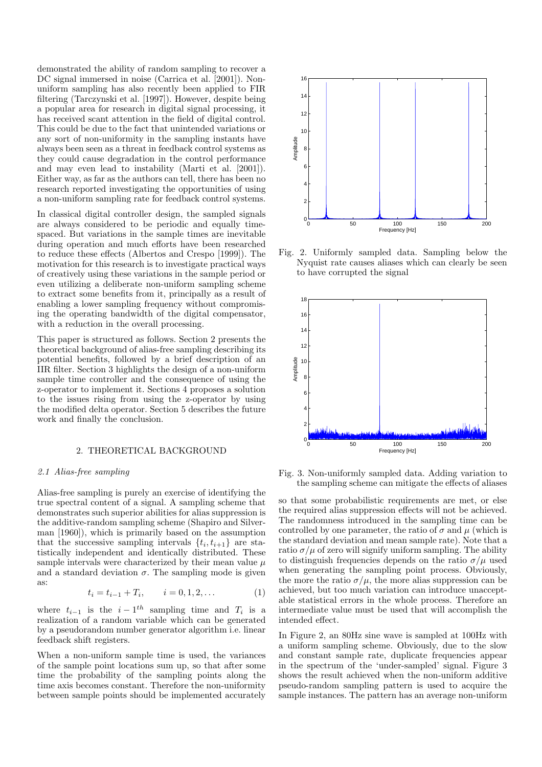demonstrated the ability of random sampling to recover a DC signal immersed in noise (Carrica et al. [2001]). Non-uniform sampling has also recently been applied to FIR filtering (Tarczynski et al. [1997]). However, despite being a popular area for research in digital signal processing, it has received scant attention in the field of digital control. This could be due to the fact that unintended variations or any sort of non-uniformity in the sampling instants have always been seen as a threat in feedback control systems as they could cause degradation in the control performance and may even lead to instability (Marti et al. [2001]). Either way, as far as the authors can tell, there has been no research reported investigating the opportunities of using a non-uniform sampling rate for feedback control systems.

In classical digital controller design, the sampled signals are always considered to be periodic and equally time-spaced. But variations in the sample times are inevitable during operation and much efforts have been researched to reduce these effects (Albertos and Crespo [1999]). The motivation for this research is to investigate practical ways of creatively using these variations in the sample period or even utilizing a deliberate non-uniform sampling scheme to extract some benefits from it, principally as a result of enabling a lower sampling frequency without compromising the operating bandwidth of the digital compensator, with a reduction in the overall processing.

This paper is structured as follows. Section 2 presents the theoretical background of alias-free sampling describing its potential benefits, followed by a brief description of an IIR filter. Section 3 highlights the design of a non-uniform sample time controller and the consequence of using the z-operator to implement it. Sections 4 proposes a solution to the issues rising from using the z-operator by using the modified delta operator. Section 5 describes the future work and finally the conclusion.

## 2. THEORETICAL BACKGROUND

### *2.1 Alias-free sampling*

Alias-free sampling is purely an exercise of identifying the true spectral content of a signal. A sampling scheme that demonstrates such superior abilities for alias suppression is the additive-random sampling scheme (Shapiro and Silverman [1960]), which is primarily based on the assumption that the successive sampling intervals $\{t_i, t_{i+1}\}$ are statistically independent and identically distributed. These sample intervals were characterized by their mean value $\mu$ and a standard deviation $\sigma$. The sampling mode is given as:

$$t_i = t_{i-1} + T_i, \qquad i = 0, 1, 2, \ldots \tag{1}$$

where $t_{i-1}$ is the $i-1^{th}$ sampling time and $T_i$ is a realization of a random variable which can be generated by a pseudorandom number generator algorithm i.e. linear feedback shift registers.

When a non-uniform sample time is used, the variances of the sample point locations sum up, so that after some time the probability of the sampling points along the time axis becomes constant. Therefore the non-uniformity between sample points should be implemented accurately so that some probabilistic requirements are met, or else the required alias suppression effects will not be achieved. The randomness introduced in the sampling time can be controlled by one parameter, the ratio of $\sigma$ and $\mu$ (which is the standard deviation and mean sample rate). Note that a ratio $\sigma/\mu$ of zero will signify uniform sampling. The ability to distinguish frequencies depends on the ratio $\sigma/\mu$ used when generating the sampling point process. Obviously, the more the ratio $\sigma/\mu$, the more alias suppression can be achieved, but too much variation can introduce unacceptable statistical errors in the whole process. Therefore an intermediate value must be used that will accomplish the intended effect.

Fig. 2. Uniformly sampled data. Sampling below the Nyquist rate causes aliases which can clearly be seen to have corrupted the signal

Fig. 3. Non-uniformly sampled data. Adding variation to the sampling scheme can mitigate the effects of aliases

In Figure 2, an 80Hz sine wave is sampled at 100Hz with a uniform sampling scheme. Obviously, due to the slow and constant sample rate, duplicate frequencies appear in the spectrum of the 'under-sampled' signal. Figure 3 shows the result achieved when the non-uniform additive pseudo-random sampling pattern is used to acquire the sample instances. The pattern has an average non-uniform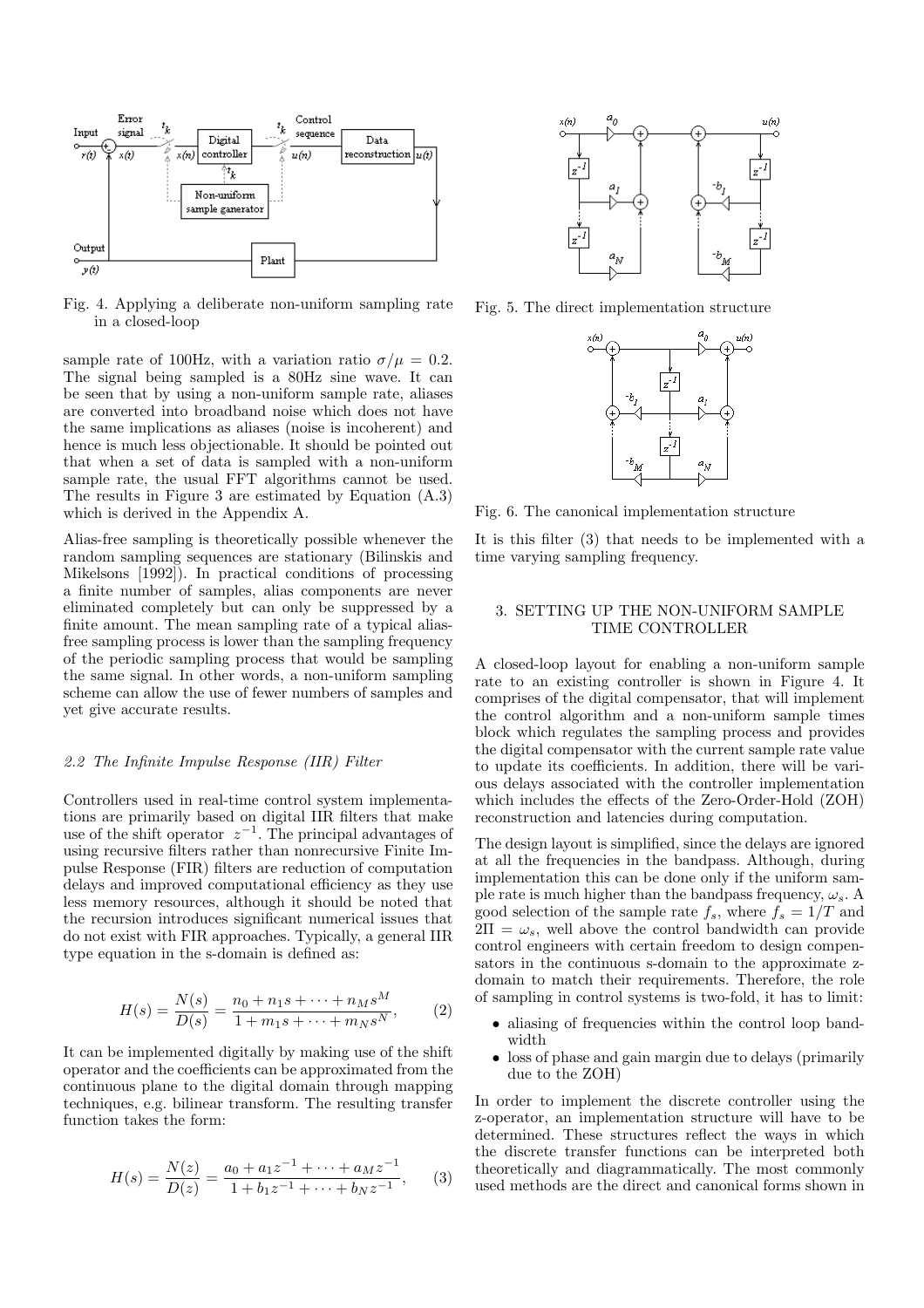Fig. 4. Applying a deliberate non-uniform sampling rate in a closed-loop

sample rate of 100Hz, with a variation ratio $\sigma/\mu = 0.2$. The signal being sampled is a 80Hz sine wave. It can be seen that by using a non-uniform sample rate, aliases are converted into broadband noise which does not have the same implications as aliases (noise is incoherent) and hence is much less objectionable. It should be pointed out that when a set of data is sampled with a non-uniform sample rate, the usual FFT algorithms cannot be used. The results in Figure 3 are estimated by Equation (A.3) which is derived in the Appendix A.

Alias-free sampling is theoretically possible whenever the random sampling sequences are stationary (Bilinskis and Mikelsons [1992]). In practical conditions of processing a finite number of samples, alias components are never eliminated completely but can only be suppressed by a finite amount. The mean sampling rate of a typical alias-free sampling process is lower than the sampling frequency of the periodic sampling process that would be sampling the same signal. In other words, a non-uniform sampling scheme can allow the use of fewer numbers of samples and yet give accurate results.

### *2.2 The Infinite Impulse Response (IIR) Filter*

Controllers used in real-time control system implementations are primarily based on digital IIR filters that make use of the shift operator $z^{-1}$. The principal advantages of using recursive filters rather than nonrecursive Finite Impulse Response (FIR) filters are reduction of computation delays and improved computational efficiency as they use less memory resources, although it should be noted that the recursion introduces significant numerical issues that do not exist with FIR approaches. Typically, a general IIR type equation in the s-domain is defined as:

$$H(s) = \frac{N(s)}{D(s)} = \frac{n_0 + n_1 s + \cdots + n_M s^M}{1 + m_1 s + \cdots + m_N s^N}, \qquad (2)$$

It can be implemented digitally by making use of the shift operator and the coefficients can be approximated from the continuous plane to the digital domain through mapping techniques, e.g. bilinear transform. The resulting transfer function takes the form:

$$H(s) = \frac{N(z)}{D(z)} = \frac{a_0 + a_1 z^{-1} + \cdots + a_M z^{-1}}{1 + b_1 z^{-1} + \cdots + b_N z^{-1}}, \qquad (3)$$

Fig. 5. The direct implementation structure

Fig. 6. The canonical implementation structure

It is this filter (3) that needs to be implemented with a time varying sampling frequency.

## 3. SETTING UP THE NON-UNIFORM SAMPLE TIME CONTROLLER

A closed-loop layout for enabling a non-uniform sample rate to an existing controller is shown in Figure 4. It comprises of the digital compensator, that will implement the control algorithm and a non-uniform sample times block which regulates the sampling process and provides the digital compensator with the current sample rate value to update its coefficients. In addition, there will be various delays associated with the controller implementation which includes the effects of the Zero-Order-Hold (ZOH) reconstruction and latencies during computation.

The design layout is simplified, since the delays are ignored at all the frequencies in the bandpass. Although, during implementation this can be done only if the uniform sample rate is much higher than the bandpass frequency, $\omega_s$. A good selection of the sample rate $f_s$, where $f_s = 1/T$ and $2\Pi = \omega_s$, well above the control bandwidth can provide control engineers with certain freedom to design compensators in the continuous s-domain to the approximate z-domain to match their requirements. Therefore, the role of sampling in control systems is two-fold, it has to limit:

- aliasing of frequencies within the control loop bandwidth
- loss of phase and gain margin due to delays (primarily due to the ZOH)

In order to implement the discrete controller using the z-operator, an implementation structure will have to be determined. These structures reflect the ways in which the discrete transfer functions can be interpreted both theoretically and diagrammatically. The most commonly used methods are the direct and canonical forms shown in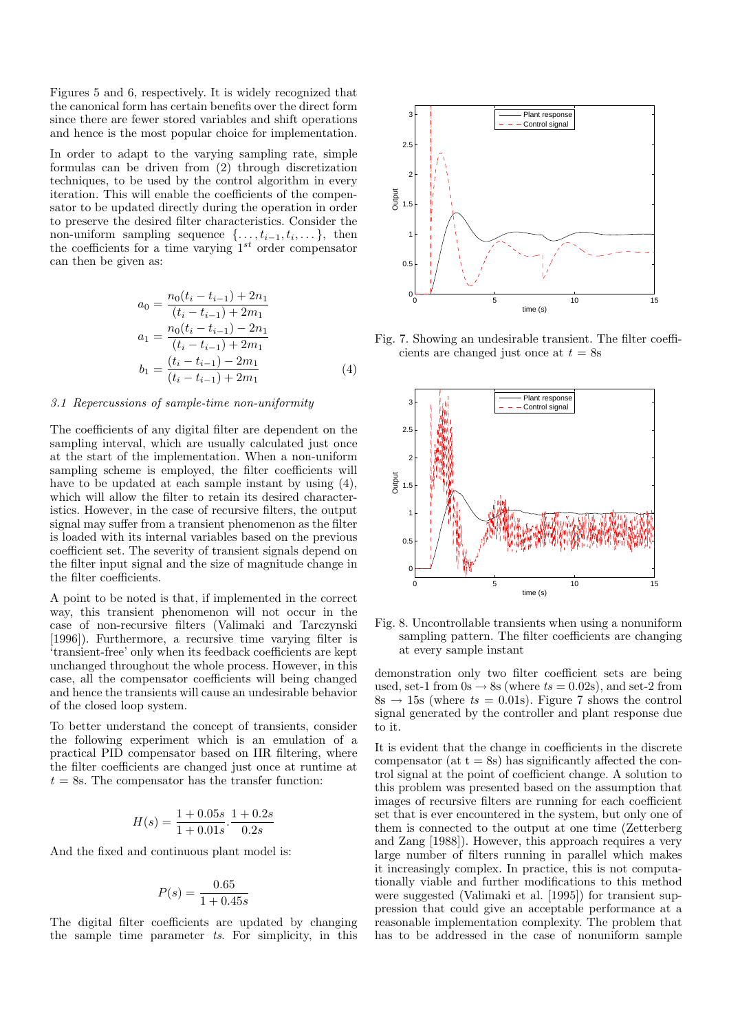Figures 5 and 6, respectively. It is widely recognized that the canonical form has certain benefits over the direct form since there are fewer stored variables and shift operations and hence is the most popular choice for implementation.

In order to adapt to the varying sampling rate, simple formulas can be driven from (2) through discretization techniques, to be used by the control algorithm in every iteration. This will enable the coefficients of the compensator to be updated directly during the operation in order to preserve the desired filter characteristics. Consider the non-uniform sampling sequence $\{\dots, t_{i-1}, t_i, \dots\}$, then the coefficients for a time varying $1^{st}$ order compensator can then be given as:

$$
\begin{aligned}
a_0 &= \frac{n_0(t_i - t_{i-1}) + 2n_1}{(t_i - t_{i-1}) + 2m_1} \\
a_1 &= \frac{n_0(t_i - t_{i-1}) - 2n_1}{(t_i - t_{i-1}) + 2m_1} \\
b_1 &= \frac{(t_i - t_{i-1}) - 2m_1}{(t_i - t_{i-1}) + 2m_1}
\end{aligned}
\tag{4}
$$

### *3.1 Repercussions of sample-time non-uniformity*

The coefficients of any digital filter are dependent on the sampling interval, which are usually calculated just once at the start of the implementation. When a non-uniform sampling scheme is employed, the filter coefficients will have to be updated at each sample instant by using (4), which will allow the filter to retain its desired characteristics. However, in the case of recursive filters, the output signal may suffer from a transient phenomenon as the filter is loaded with its internal variables based on the previous coefficient set. The severity of transient signals depend on the filter input signal and the size of magnitude change in the filter coefficients.

A point to be noted is that, if implemented in the correct way, this transient phenomenon will not occur in the case of non-recursive filters (Valimaki and Tarczynski [1996]). Furthermore, a recursive time varying filter is 'transient-free' only when its feedback coefficients are kept unchanged throughout the whole process. However, in this case, all the compensator coefficients will being changed and hence the transients will cause an undesirable behavior of the closed loop system.

To better understand the concept of transients, consider the following experiment which is an emulation of a practical PID compensator based on IIR filtering, where the filter coefficients are changed just once at runtime at $t = 8$s. The compensator has the transfer function:

$$H(s) = \frac{1 + 0.05s}{1 + 0.01s} \cdot \frac{1 + 0.2s}{0.2s}$$

And the fixed and continuous plant model is:

$$P(s) = \frac{0.65}{1 + 0.45s}$$

The digital filter coefficients are updated by changing the sample time parameter $ts$. For simplicity, in this demonstration only two filter coefficient sets are being used, set-1 from 0s $\rightarrow$ 8s (where $ts = 0.02$s), and set-2 from 8s $\rightarrow$ 15s (where $ts = 0.01$s). Figure 7 shows the control signal generated by the controller and plant response due to it.

Plant response
Control signal
Output
time (s)

Fig. 7. Showing an undesirable transient. The filter coefficients are changed just once at $t = 8$s

Plant response
Control signal
Output
time (s)

Fig. 8. Uncontrollable transients when using a nonuniform sampling pattern. The filter coefficients are changing at every sample instant

It is evident that the change in coefficients in the discrete compensator (at t = 8s) has significantly affected the control signal at the point of coefficient change. A solution to this problem was presented based on the assumption that images of recursive filters are running for each coefficient set that is ever encountered in the system, but only one of them is connected to the output at one time (Zetterberg and Zang [1988]). However, this approach requires a very large number of filters running in parallel which makes it increasingly complex. In practice, this is not computationally viable and further modifications to this method were suggested (Valimaki et al. [1995]) for transient suppression that could give an acceptable performance at a reasonable implementation complexity. The problem that has to be addressed in the case of nonuniform sample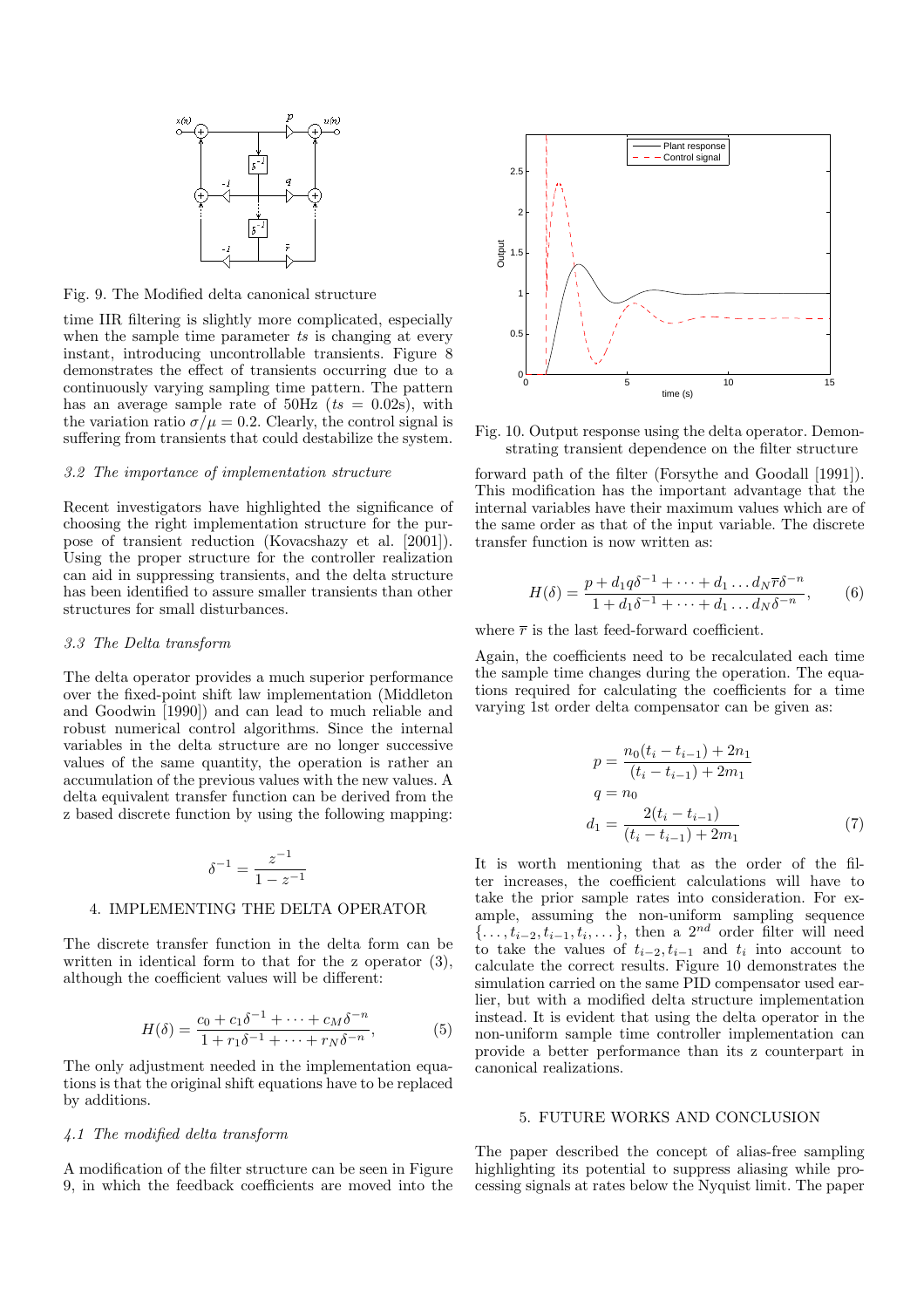x(n) u(n) p q $\bar{r}$ -1 -1 $\delta^{-1}$ $\delta^{-1}$

Fig. 9. The Modified delta canonical structure

time IIR filtering is slightly more complicated, especially when the sample time parameter $ts$ is changing at every instant, introducing uncontrollable transients. Figure 8 demonstrates the effect of transients occurring due to a continuously varying sampling time pattern. The pattern has an average sample rate of 50Hz ($ts = 0.02$s), with the variation ratio $\sigma/\mu = 0.2$. Clearly, the control signal is suffering from transients that could destabilize the system.

### *3.2 The importance of implementation structure*

Recent investigators have highlighted the significance of choosing the right implementation structure for the purpose of transient reduction (Kovacshazy et al. [2001]). Using the proper structure for the controller realization can aid in suppressing transients, and the delta structure has been identified to assure smaller transients than other structures for small disturbances.

### *3.3 The Delta transform*

The delta operator provides a much superior performance over the fixed-point shift law implementation (Middleton and Goodwin [1990]) and can lead to much reliable and robust numerical control algorithms. Since the internal variables in the delta structure are no longer successive values of the same quantity, the operation is rather an accumulation of the previous values with the new values. A delta equivalent transfer function can be derived from the z based discrete function by using the following mapping:

$$\delta^{-1} = \frac{z^{-1}}{1 - z^{-1}}$$

## 4. IMPLEMENTING THE DELTA OPERATOR

The discrete transfer function in the delta form can be written in identical form to that for the z operator (3), although the coefficient values will be different:

$$H(\delta) = \frac{c_0 + c_1\delta^{-1} + \cdots + c_M\delta^{-n}}{1 + r_1\delta^{-1} + \cdots + r_N\delta^{-n}}, \qquad (5)$$

The only adjustment needed in the implementation equations is that the original shift equations have to be replaced by additions.

### *4.1 The modified delta transform*

A modification of the filter structure can be seen in Figure 9, in which the feedback coefficients are moved into the forward path of the filter (Forsythe and Goodall [1991]). This modification has the important advantage that the internal variables have their maximum values which are of the same order as that of the input variable. The discrete transfer function is now written as:

$$H(\delta) = \frac{p + d_1 q\delta^{-1} + \cdots + d_1 \ldots d_N \bar{r}\delta^{-n}}{1 + d_1\delta^{-1} + \cdots + d_1 \ldots d_N\delta^{-n}}, \qquad (6)$$

where $\bar{r}$ is the last feed-forward coefficient.

Again, the coefficients need to be recalculated each time the sample time changes during the operation. The equations required for calculating the coefficients for a time varying 1st order delta compensator can be given as:

$$\begin{aligned}
p &= \frac{n_0(t_i - t_{i-1}) + 2n_1}{(t_i - t_{i-1}) + 2m_1} \\
q &= n_0 \\
d_1 &= \frac{2(t_i - t_{i-1})}{(t_i - t_{i-1}) + 2m_1}
\end{aligned} \qquad (7)$$

It is worth mentioning that as the order of the filter increases, the coefficient calculations will have to take the prior sample rates into consideration. For example, assuming the non-uniform sampling sequence $\{\ldots, t_{i-2}, t_{i-1}, t_i, \ldots\}$, then a $2^{nd}$ order filter will need to take the values of $t_{i-2}, t_{i-1}$ and $t_i$ into account to calculate the correct results. Figure 10 demonstrates the simulation carried on the same PID compensator used earlier, but with a modified delta structure implementation instead. It is evident that using the delta operator in the non-uniform sample time controller implementation can provide a better performance than its z counterpart in canonical realizations.

Plant response
Control signal
Output
time (s)
0
0.5
1
1.5
2
2.5
0
5
10
15

Fig. 10. Output response using the delta operator. Demonstrating transient dependence on the filter structure

## 5. FUTURE WORKS AND CONCLUSION

The paper described the concept of alias-free sampling highlighting its potential to suppress aliasing while processing signals at rates below the Nyquist limit. The paper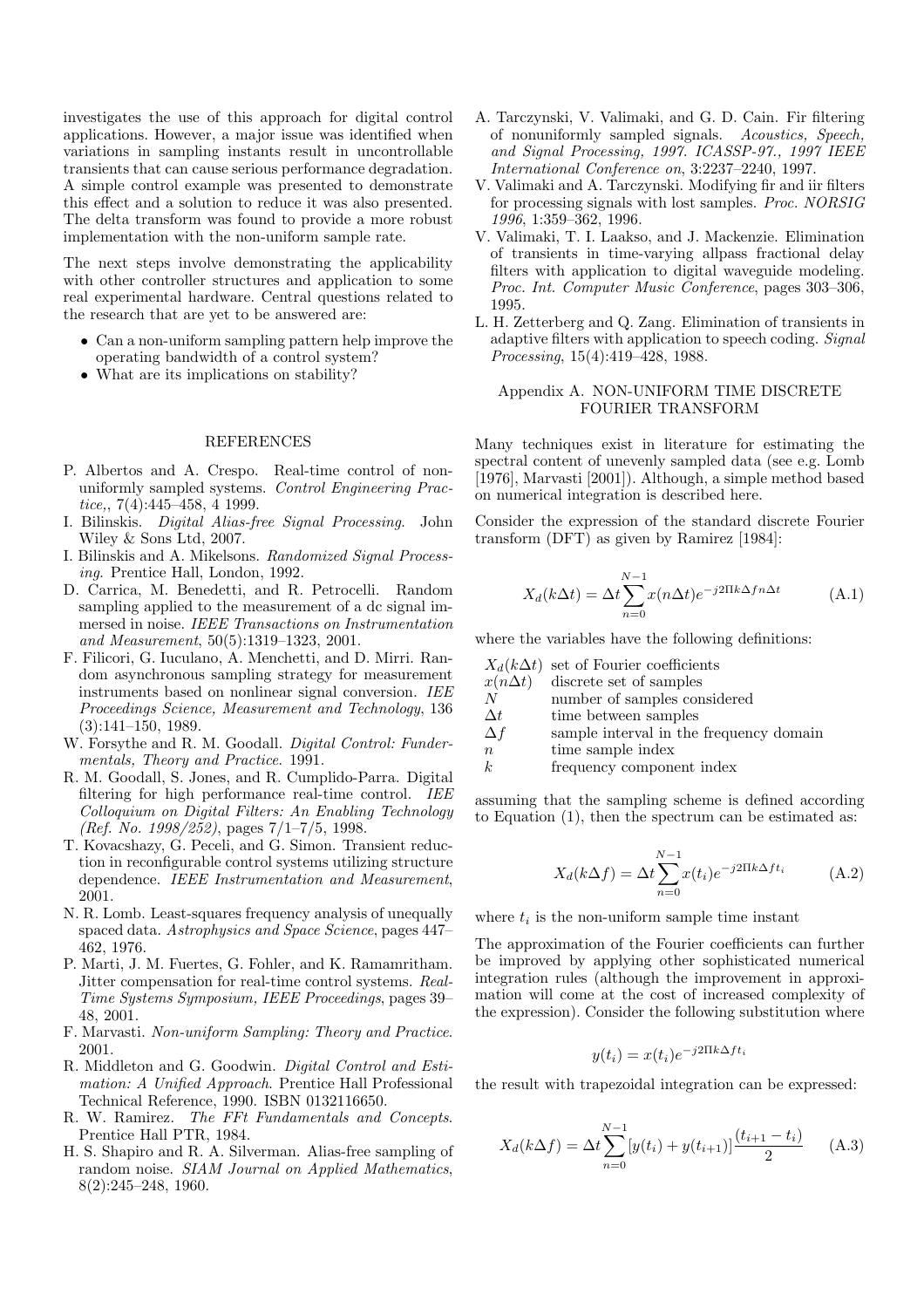investigates the use of this approach for digital control applications. However, a major issue was identified when variations in sampling instants result in uncontrollable transients that can cause serious performance degradation. A simple control example was presented to demonstrate this effect and a solution to reduce it was also presented. The delta transform was found to provide a more robust implementation with the non-uniform sample rate.

The next steps involve demonstrating the applicability with other controller structures and application to some real experimental hardware. Central questions related to the research that are yet to be answered are:

- Can a non-uniform sampling pattern help improve the operating bandwidth of a control system?
- What are its implications on stability?

## REFERENCES

P. Albertos and A. Crespo. Real-time control of non-uniformly sampled systems. *Control Engineering Practice,*, 7(4):445–458, 4 1999.

I. Bilinskis. *Digital Alias-free Signal Processing*. John Wiley & Sons Ltd, 2007.

I. Bilinskis and A. Mikelsons. *Randomized Signal Processing*. Prentice Hall, London, 1992.

D. Carrica, M. Benedetti, and R. Petrocelli. Random sampling applied to the measurement of a dc signal immersed in noise. *IEEE Transactions on Instrumentation and Measurement*, 50(5):1319–1323, 2001.

F. Filicori, G. Iuculano, A. Menchetti, and D. Mirri. Random asynchronous sampling strategy for measurement instruments based on nonlinear signal conversion. *IEE Proceedings Science, Measurement and Technology*, 136 (3):141–150, 1989.

W. Forsythe and R. M. Goodall. *Digital Control: Fundermentals, Theory and Practice*. 1991.

R. M. Goodall, S. Jones, and R. Cumplido-Parra. Digital filtering for high performance real-time control. *IEE Colloquium on Digital Filters: An Enabling Technology (Ref. No. 1998/252)*, pages 7/1–7/5, 1998.

T. Kovacshazy, G. Peceli, and G. Simon. Transient reduction in reconfigurable control systems utilizing structure dependence. *IEEE Instrumentation and Measurement*, 2001.

N. R. Lomb. Least-squares frequency analysis of unequally spaced data. *Astrophysics and Space Science*, pages 447–462, 1976.

P. Marti, J. M. Fuertes, G. Fohler, and K. Ramamritham. Jitter compensation for real-time control systems. *Real-Time Systems Symposium, IEEE Proceedings*, pages 39–48, 2001.

F. Marvasti. *Non-uniform Sampling: Theory and Practice*. 2001.

R. Middleton and G. Goodwin. *Digital Control and Estimation: A Unified Approach*. Prentice Hall Professional Technical Reference, 1990. ISBN 0132116650.

R. W. Ramirez. *The FFt Fundamentals and Concepts*. Prentice Hall PTR, 1984.

H. S. Shapiro and R. A. Silverman. Alias-free sampling of random noise. *SIAM Journal on Applied Mathematics*, 8(2):245–248, 1960.

A. Tarczynski, V. Valimaki, and G. D. Cain. Fir filtering of nonuniformly sampled signals. *Acoustics, Speech, and Signal Processing, 1997. ICASSP-97., 1997 IEEE International Conference on*, 3:2237–2240, 1997.

V. Valimaki and A. Tarczynski. Modifying fir and iir filters for processing signals with lost samples. *Proc. NORSIG 1996*, 1:359–362, 1996.

V. Valimaki, T. I. Laakso, and J. Mackenzie. Elimination of transients in time-varying allpass fractional delay filters with application to digital waveguide modeling. *Proc. Int. Computer Music Conference*, pages 303–306, 1995.

L. H. Zetterberg and Q. Zang. Elimination of transients in adaptive filters with application to speech coding. *Signal Processing*, 15(4):419–428, 1988.

## Appendix A. NON-UNIFORM TIME DISCRETE FOURIER TRANSFORM

Many techniques exist in literature for estimating the spectral content of unevenly sampled data (see e.g. Lomb [1976], Marvasti [2001]). Although, a simple method based on numerical integration is described here.

Consider the expression of the standard discrete Fourier transform (DFT) as given by Ramirez [1984]:

$$X_d(k\Delta t) = \Delta t \sum_{n=0}^{N-1} x(n\Delta t) e^{-j2\Pi k \Delta f n \Delta t} \tag{A.1}$$

where the variables have the following definitions:

| | |
|---|---|
| $X_d(k\Delta t)$ | set of Fourier coefficients |
| $x(n\Delta t)$ | discrete set of samples |
| $N$ | number of samples considered |
| $\Delta t$ | time between samples |
| $\Delta f$ | sample interval in the frequency domain |
| $n$ | time sample index |
| $k$ | frequency component index |

assuming that the sampling scheme is defined according to Equation (1), then the spectrum can be estimated as:

$$X_d(k\Delta f) = \Delta t \sum_{n=0}^{N-1} x(t_i) e^{-j2\Pi k \Delta f t_i} \tag{A.2}$$

where $t_i$ is the non-uniform sample time instant

The approximation of the Fourier coefficients can further be improved by applying other sophisticated numerical integration rules (although the improvement in approximation will come at the cost of increased complexity of the expression). Consider the following substitution where

$$y(t_i) = x(t_i) e^{-j2\Pi k \Delta f t_i}$$

the result with trapezoidal integration can be expressed:

$$X_d(k\Delta f) = \Delta t \sum_{n=0}^{N-1} [y(t_i) + y(t_{i+1})] \frac{(t_{i+1} - t_i)}{2} \tag{A.3}$$